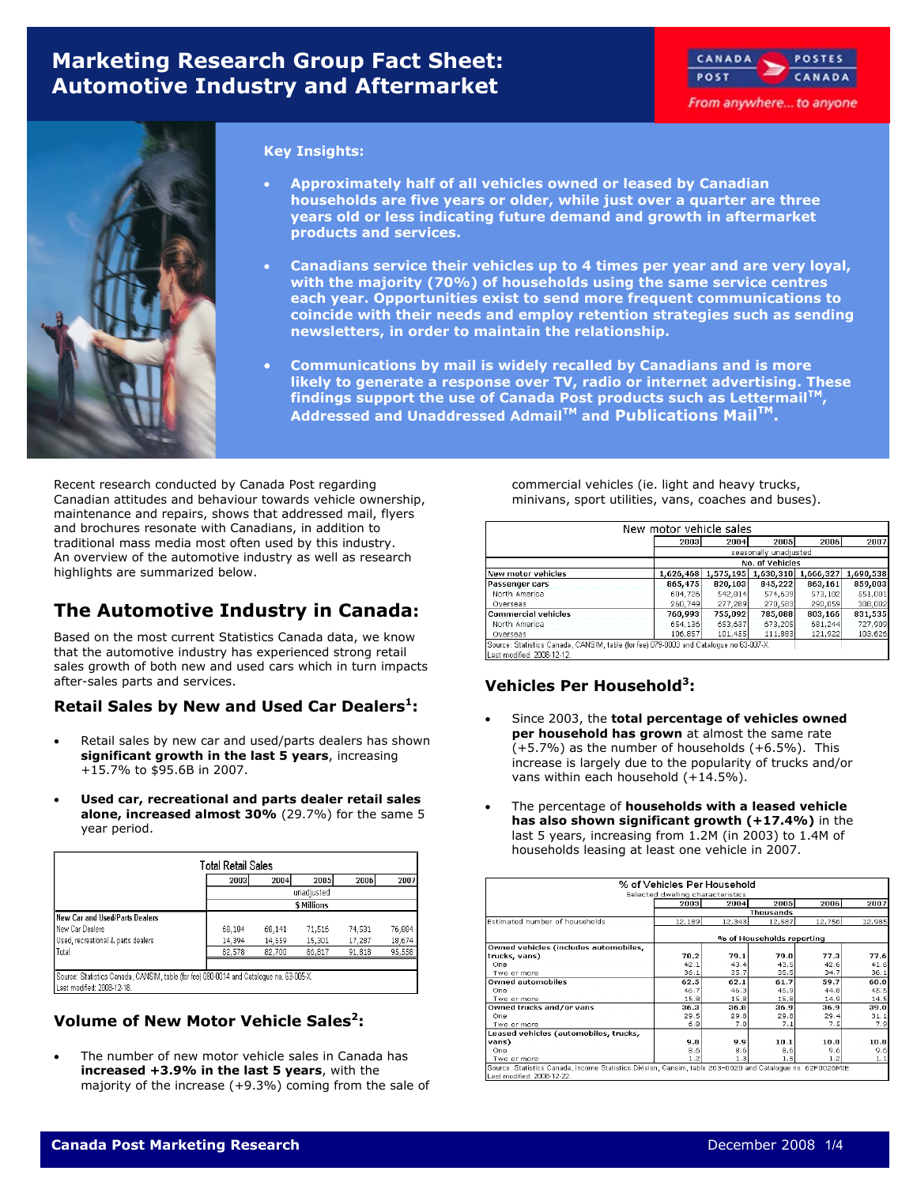# Marketing Research Group Fact Sheet: Automotive Industry and Aftermarket

CANADA POST / POSTES CANADA
*From anywhere... to anyone*

**Key Insights:**

- **Approximately half of all vehicles owned or leased by Canadian households are five years or older, while just over a quarter are three years old or less indicating future demand and growth in aftermarket products and services.**
- **Canadians service their vehicles up to 4 times per year and are very loyal, with the majority (70%) of households using the same service centres each year. Opportunities exist to send more frequent communications to coincide with their needs and employ retention strategies such as sending newsletters, in order to maintain the relationship.**
- **Communications by mail is widely recalled by Canadians and is more likely to generate a response over TV, radio or internet advertising. These findings support the use of Canada Post products such as Lettermail™, Addressed and Unaddressed Admail™ and Publications Mail™.**

Recent research conducted by Canada Post regarding Canadian attitudes and behaviour towards vehicle ownership, maintenance and repairs, shows that addressed mail, flyers and brochures resonate with Canadians, in addition to traditional mass media most often used by this industry. An overview of the automotive industry as well as research highlights are summarized below.

## The Automotive Industry in Canada:

Based on the most current Statistics Canada data, we know that the automotive industry has experienced strong retail sales growth of both new and used cars which in turn impacts after-sales parts and services.

### Retail Sales by New and Used Car Dealers[1]:

- Retail sales by new car and used/parts dealers has shown **significant growth in the last 5 years**, increasing +15.7% to $95.6B in 2007.
- **Used car, recreational and parts dealer retail sales alone, increased almost 30%** (29.7%) for the same 5 year period.

| Total Retail Sales | 2003 | 2004 | 2005 | 2006 | 2007 |
|---|---|---|---|---|---|
| | unadjusted | | | | |
| | $ Millions | | | | |
| **New Car and Used/Parts Dealers** | | | | | |
| New Car Dealers | 68,184 | 68,141 | 71,516 | 74,531 | 76,884 |
| Used, recreational & parts dealers | 14,394 | 14,559 | 15,301 | 17,287 | 18,674 |
| Total | 82,578 | 82,700 | 86,817 | 91,818 | 95,558 |

Source: Statistics Canada, CANSIM, table (for fee) 080-0014 and Catalogue no. 63-005-X.
Last modified: 2008-12-18.

### Volume of New Motor Vehicle Sales[2]:

- The number of new motor vehicle sales in Canada has **increased +3.9% in the last 5 years**, with the majority of the increase (+9.3%) coming from the sale of commercial vehicles (ie. light and heavy trucks, minivans, sport utilities, vans, coaches and buses).

| New motor vehicle sales | 2003 | 2004 | 2005 | 2006 | 2007 |
|---|---|---|---|---|---|
| | seasonally unadjusted | | | | |
| | No. of Vehicles | | | | |
| New motor vehicles | 1,626,468 | 1,575,195 | 1,630,310 | 1,666,327 | 1,690,538 |
| **Passenger cars** | **865,475** | **820,103** | **845,222** | **863,161** | **859,003** |
| North America | 604,726 | 542,814 | 574,639 | 573,102 | 551,001 |
| Overseas | 260,749 | 277,289 | 270,583 | 290,059 | 308,002 |
| **Commercial vehicles** | **760,993** | **755,092** | **785,088** | **803,166** | **831,535** |
| North America | 654,136 | 653,637 | 673,205 | 681,244 | 727,909 |
| Overseas | 106,857 | 101,455 | 111,883 | 121,922 | 103,626 |

Source: Statistics Canada, CANSIM, table (for fee) 079-0003 and Catalogue no 63-007-X.
Last modified: 2008-12-12.

### Vehicles Per Household[3]:

- Since 2003, the **total percentage of vehicles owned per household has grown** at almost the same rate (+5.7%) as the number of households (+6.5%). This increase is largely due to the popularity of trucks and/or vans within each household (+14.5%).
- The percentage of **households with a leased vehicle has also shown significant growth (+17.4%)** in the last 5 years, increasing from 1.2M (in 2003) to 1.4M of households leasing at least one vehicle in 2007.

| % of Vehicles Per Household (Selected dwelling characteristics) | 2003 | 2004 | 2005 | 2006 | 2007 |
|---|---|---|---|---|---|
| | Thousands | | | | |
| Estimated number of households | 12,189 | 12,343 | 12,587 | 12,756 | 12,985 |
| | % of Households reporting | | | | |
| **Owned vehicles (includes automobiles, trucks, vans)** | **78.2** | **79.1** | **79.0** | **77.3** | **77.6** |
| One | 42.1 | 43.4 | 43.5 | 42.6 | 41.6 |
| Two or more | 36.1 | 35.7 | 35.5 | 34.7 | 36.1 |
| **Owned automobiles** | **62.5** | **62.1** | **61.7** | **59.7** | **60.0** |
| One | 46.7 | 46.3 | 45.9 | 44.8 | 45.5 |
| Two or more | 15.8 | 15.8 | 15.8 | 14.9 | 14.5 |
| **Owned trucks and/or vans** | **36.3** | **36.8** | **36.9** | **36.9** | **39.0** |
| One | 29.5 | 29.8 | 29.8 | 29.4 | 31.1 |
| Two or more | 6.8 | 7.0 | 7.1 | 7.5 | 7.9 |
| **Leased vehicles (automobiles, trucks, vans)** | **9.8** | **9.9** | **10.1** | **10.8** | **10.8** |
| One | 8.6 | 8.6 | 8.6 | 9.6 | 9.6 |
| Two or more | 1.2 | 1.3 | 1.5 | 1.2 | 1.1 |

Source: Statistics Canada, Income Statistics Division, Cansim, table 203-0020 and Catalogue no. 62F0026MIE.
Last modified: 2008-12-22.

**Canada Post Marketing Research** — December 2008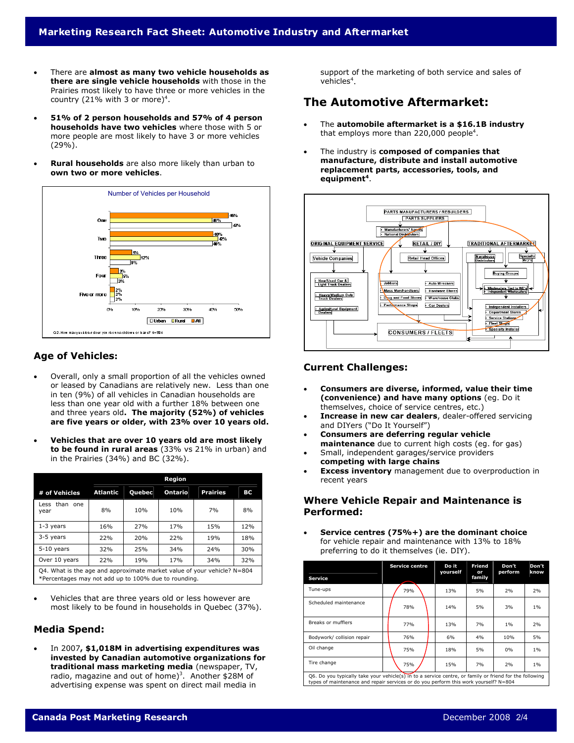- There are **almost as many two vehicle households as there are single vehicle households** with those in the Prairies most likely to have three or more vehicles in the country (21% with 3 or more)[4].

- **51% of 2 person households and 57% of 4 person households have two vehicles** where those with 5 or more people are most likely to have 3 or more vehicles (29%).

- **Rural households** are also more likely than urban to **own two or more vehicles**.

**Number of Vehicles per Household**

| | Urban | Rural | All |
|---|---|---|---|
| One | 46% | 40% | 47% |
| Two | 40% | 42% | 40% |
| Three | 5% | 12% | 8% |
| Four | 3% | 4% | 3% |
| Five or more | 2% | 2% | 2% |

Q2. How many vehicles does your household own or lease? N=804

## Age of Vehicles:

- Overall, only a small proportion of all the vehicles owned or leased by Canadians are relatively new. Less than one in ten (9%) of all vehicles in Canadian households are less than one year old with a further 18% between one and three years old**. The majority (52%) of vehicles are five years or older, with 23% over 10 years old.**

- **Vehicles that are over 10 years old are most likely to be found in rural areas** (33% vs 21% in urban) and in the Prairies (34%) and BC (32%).

| # of Vehicles | Region | | | | |
|---|---|---|---|---|---|
| | Atlantic | Quebec | Ontario | Prairies | BC |
| Less than one year | 8% | 10% | 10% | 7% | 8% |
| 1-3 years | 16% | 27% | 17% | 15% | 12% |
| 3-5 years | 22% | 20% | 22% | 19% | 18% |
| 5-10 years | 32% | 25% | 34% | 24% | 30% |
| Over 10 years | 22% | 19% | 17% | 34% | 32% |

Q4. What is the age and approximate market value of your vehicle? N=804
*Percentages may not add up to 100% due to rounding.

- Vehicles that are three years old or less however are most likely to be found in households in Quebec (37%).

## Media Spend:

- In 2007**, $1,018M in advertising expenditures was invested by Canadian automotive organizations for traditional mass marketing media** (newspaper, TV, radio, magazine and out of home)[3]. Another $28M of advertising expense was spent on direct mail media in support of the marketing of both service and sales of vehicles[4].

## The Automotive Aftermarket:

- The **automobile aftermarket is a $16.1B industry** that employs more than 220,000 people[4].

- The industry is **composed of companies that manufacture, distribute and install automotive replacement parts, accessories, tools, and equipment[4]**.

PARTS MANUFACTURERS / REBUILDERS
PARTS SUPPLIERS
Manufacturers' Agents
National Distributors
ORIGINAL EQUIPMENT SERVICE | RETAIL / DIY | TRADITIONAL AFTERMARKET
Vehicle Companies | Retail Head Offices | Warehouse Distributors | Specialty WD's
Buying Groups
New/Used Car & Light Truck Dealers; Heavy/Medium Duty Truck Dealers; Agricultural Equipment Dealers
Jobbers; Mass Merchandisers; Drug and Food Stores; Performance Shops; Auto Wreckers; Hardware Stores; Warehouse Clubs; Car Dealers
Wholesalers Tied to WD's; Independent Wholesalers
Independent Installers; Department Stores; Service Stations; Fleet Shops; Specialty Installer
CONSUMERS / FLEETS

## Current Challenges:

- **Consumers are diverse, informed, value their time (convenience) and have many options** (eg. Do it themselves, choice of service centres, etc.)
- **Increase in new car dealers**, dealer-offered servicing and DIYers ("Do It Yourself")
- **Consumers are deferring regular vehicle maintenance** due to current high costs (eg. for gas)
- Small, independent garages/service providers **competing with large chains**
- **Excess inventory** management due to overproduction in recent years

## Where Vehicle Repair and Maintenance is Performed:

- **Service centres (75%+) are the dominant choice** for vehicle repair and maintenance with 13% to 18% preferring to do it themselves (ie. DIY).

| Service | Service centre | Do it yourself | Friend or family | Don't perform | Don't know |
|---|---|---|---|---|---|
| Tune-ups | 79% | 13% | 5% | 2% | 2% |
| Scheduled maintenance | 78% | 14% | 5% | 3% | 1% |
| Breaks or mufflers | 77% | 13% | 7% | 1% | 2% |
| Bodywork/ collision repair | 76% | 6% | 4% | 10% | 5% |
| Oil change | 75% | 18% | 5% | 0% | 1% |
| Tire change | 75% | 15% | 7% | 2% | 1% |

Q6. Do you typically take your vehicle(s) in to a service centre, or family or friend for the following types of maintenance and repair services or do you perform this work yourself? N=804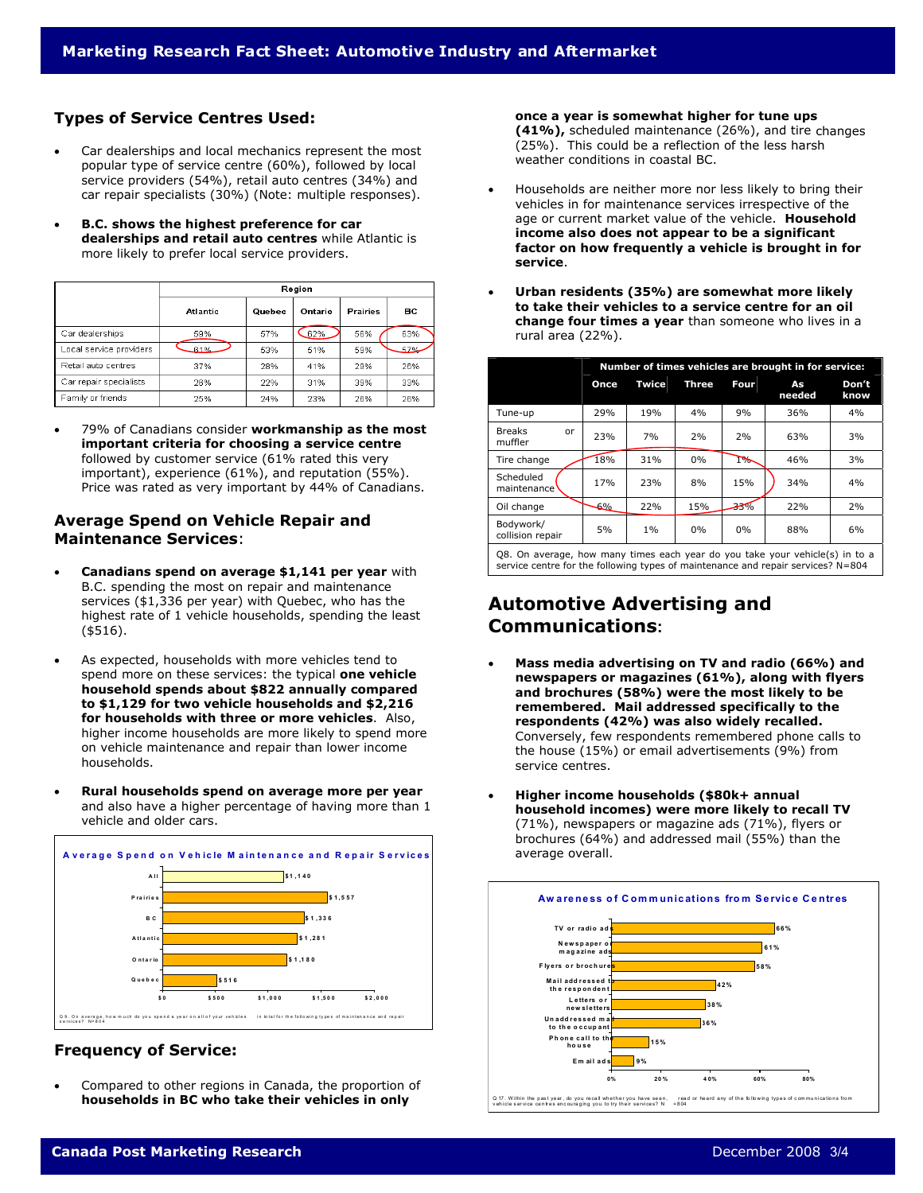## Types of Service Centres Used:

- Car dealerships and local mechanics represent the most popular type of service centre (60%), followed by local service providers (54%), retail auto centres (34%) and car repair specialists (30%) (Note: multiple responses).
- **B.C. shows the highest preference for car dealerships and retail auto centres** while Atlantic is more likely to prefer local service providers.

| | Region | | | | |
|---|---|---|---|---|---|
| | Atlantic | Quebec | Ontario | Prairies | BC |
| Car dealerships | 59% | 57% | 62% | 56% | 63% |
| Local service providers | 61% | 53% | 51% | 59% | 57% |
| Retail auto centres | 37% | 28% | 41% | 28% | 26% |
| Car repair specialists | 28% | 22% | 31% | 39% | 33% |
| Family or friends | 25% | 24% | 23% | 26% | 26% |

- 79% of Canadians consider **workmanship as the most important criteria for choosing a service centre** followed by customer service (61% rated this very important), experience (61%), and reputation (55%). Price was rated as very important by 44% of Canadians.

## Average Spend on Vehicle Repair and Maintenance Services:

- **Canadians spend on average $1,141 per year** with B.C. spending the most on repair and maintenance services ($1,336 per year) with Quebec, who has the highest rate of 1 vehicle households, spending the least ($516).
- As expected, households with more vehicles tend to spend more on these services: the typical **one vehicle household spends about $822 annually compared to $1,129 for two vehicle households and $2,216 for households with three or more vehicles**. Also, higher income households are more likely to spend more on vehicle maintenance and repair than lower income households.
- **Rural households spend on average more per year** and also have a higher percentage of having more than 1 vehicle and older cars.

**Average Spend on Vehicle Maintenance and Repair Services**

| Region | Average Spend |
|---|---|
| All | $1,140 |
| Prairies | $1,557 |
| BC | $1,336 |
| Atlantic | $1,281 |
| Ontario | $1,180 |
| Quebec | $516 |

Q.9. On average, how much do you spend a year on all of your vehicles in total for the following types of maintenance and repair services? N=804

## Frequency of Service:

- Compared to other regions in Canada, the proportion of **households in BC who take their vehicles in only once a year is somewhat higher for tune ups (41%),** scheduled maintenance (26%), and tire changes (25%). This could be a reflection of the less harsh weather conditions in coastal BC.
- Households are neither more nor less likely to bring their vehicles in for maintenance services irrespective of the age or current market value of the vehicle. **Household income also does not appear to be a significant factor on how frequently a vehicle is brought in for service**.
- **Urban residents (35%) are somewhat more likely to take their vehicles to a service centre for an oil change four times a year** than someone who lives in a rural area (22%).

| | Number of times vehicles are brought in for service: | | | | | |
|---|---|---|---|---|---|---|
| | Once | Twice | Three | Four | As needed | Don't know |
| Tune-up | 29% | 19% | 4% | 9% | 36% | 4% |
| Breaks or muffler | 23% | 7% | 2% | 2% | 63% | 3% |
| Tire change | 18% | 31% | 0% | 1% | 46% | 3% |
| Scheduled maintenance | 17% | 23% | 8% | 15% | 34% | 4% |
| Oil change | 6% | 22% | 15% | 33% | 22% | 2% |
| Bodywork/ collision repair | 5% | 1% | 0% | 0% | 88% | 6% |

Q8. On average, how many times each year do you take your vehicle(s) in to a service centre for the following types of maintenance and repair services? N=804

## Automotive Advertising and Communications:

- **Mass media advertising on TV and radio (66%) and newspapers or magazines (61%), along with flyers and brochures (58%) were the most likely to be remembered. Mail addressed specifically to the respondents (42%) was also widely recalled.** Conversely, few respondents remembered phone calls to the house (15%) or email advertisements (9%) from service centres.
- **Higher income households ($80k+ annual household incomes) were more likely to recall TV** (71%), newspapers or magazine ads (71%), flyers or brochures (64%) and addressed mail (55%) than the average overall.

**Awareness of Communications from Service Centres**

| Communication | Awareness |
|---|---|
| TV or radio ads | 66% |
| Newspaper or magazine ads | 61% |
| Flyers or brochures | 58% |
| Mail addressed to the respondent | 42% |
| Letters or newsletters | 38% |
| Unaddressed mail to the occupant | 36% |
| Phone call to the house | 15% |
| Email ads | 9% |

Q.17. Within the past year, do you recall whether you have seen, read or heard any of the following types of communications from vehicle service centres encouraging you to try their services? N=804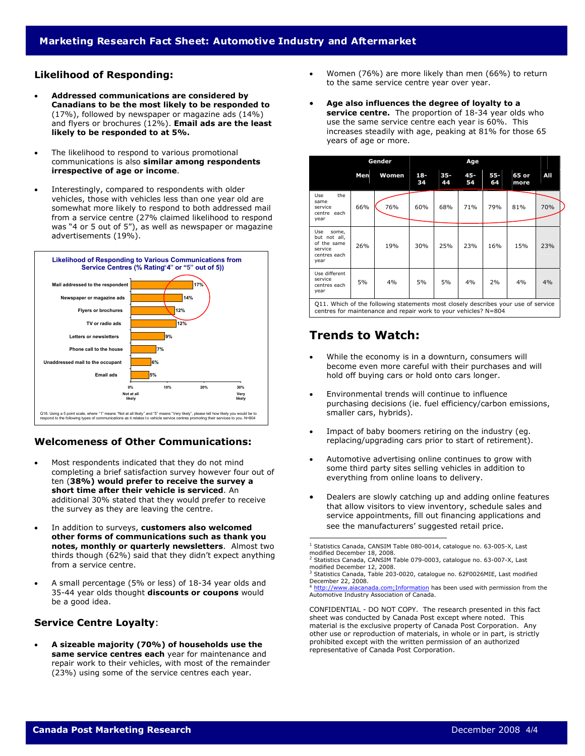## Likelihood of Responding:

- **Addressed communications are considered by Canadians to be the most likely to be responded to** (17%), followed by newspaper or magazine ads (14%) and flyers or brochures (12%). **Email ads are the least likely to be responded to at 5%.**

- The likelihood to respond to various promotional communications is also **similar among respondents irrespective of age or income**.

- Interestingly, compared to respondents with older vehicles, those with vehicles less than one year old are somewhat more likely to respond to both addressed mail from a service centre (27% claimed likelihood to respond was "4 or 5 out of 5"), as well as newspaper or magazine advertisements (19%).

Likelihood of Responding to Various Communications from Service Centres (% Rating"4" or "5" out of 5))

Mail addressed to the respondent 17%
Newspaper or magazine ads 14%
Flyers or brochures 12%
TV or radio ads 12%
Letters or newsletters 9%
Phone call to the house 7%
Unaddressed mail to the occupant 6%
Email ads 5%

0% Not at all likely
10%
20%
30% Very likely

Q18. Using a 5 point scale, where "1" means "Not at all likely" and "5" means "Very likely", please tell how likely you would be to respond to the following types of communications as it relates to vehicle service centres promoting their services to you. N=804

## Welcomeness of Other Communications:

- Most respondents indicated that they do not mind completing a brief satisfaction survey however four out of ten (**38%) would prefer to receive the survey a short time after their vehicle is serviced**. An additional 30% stated that they would prefer to receive the survey as they are leaving the centre.

- In addition to surveys, **customers also welcomed other forms of communications such as thank you notes, monthly or quarterly newsletters**. Almost two thirds though (62%) said that they didn't expect anything from a service centre.

- A small percentage (5% or less) of 18-34 year olds and 35-44 year olds thought **discounts or coupons** would be a good idea.

## Service Centre Loyalty:

- **A sizeable majority (70%) of households use the same service centres each** year for maintenance and repair work to their vehicles, with most of the remainder (23%) using some of the service centres each year.

- Women (76%) are more likely than men (66%) to return to the same service centre year over year.

- **Age also influences the degree of loyalty to a service centre.** The proportion of 18-34 year olds who use the same service centre each year is 60%. This increases steadily with age, peaking at 81% for those 65 years of age or more.

| | Gender | | Age | | | | | |
|---|---|---|---|---|---|---|---|---|
| | Men | Women | 18-34 | 35-44 | 45-54 | 55-64 | 65 or more | All |
| Use the same service centre each year | 66% | 76% | 60% | 68% | 71% | 79% | 81% | 70% |
| Use some, but not all, of the same service centres each year | 26% | 19% | 30% | 25% | 23% | 16% | 15% | 23% |
| Use different service centres each year | 5% | 4% | 5% | 5% | 4% | 2% | 4% | 4% |

Q11. Which of the following statements most closely describes your use of service centres for maintenance and repair work to your vehicles? N=804

# Trends to Watch:

- While the economy is in a downturn, consumers will become even more careful with their purchases and will hold off buying cars or hold onto cars longer.

- Environmental trends will continue to influence purchasing decisions (ie. fuel efficiency/carbon emissions, smaller cars, hybrids).

- Impact of baby boomers retiring on the industry (eg. replacing/upgrading cars prior to start of retirement).

- Automotive advertising online continues to grow with some third party sites selling vehicles in addition to everything from online loans to delivery.

- Dealers are slowly catching up and adding online features that allow visitors to view inventory, schedule sales and service appointments, fill out financing applications and see the manufacturers' suggested retail price.

---

[1] Statistics Canada, CANSIM Table 080-0014, catalogue no. 63-005-X, Last modified December 18, 2008.
[2] Statistics Canada, CANSIM Table 079-0003, catalogue no. 63-007-X, Last modified December 12, 2008.
[3] Statistics Canada, Table 203-0020, catalogue no. 62F0026MIE, Last modified December 22, 2008.
[4] http://www.aiacanada.com;Information has been used with permission from the Automotive Industry Association of Canada.

CONFIDENTIAL - DO NOT COPY. The research presented in this fact sheet was conducted by Canada Post except where noted. This material is the exclusive property of Canada Post Corporation. Any other use or reproduction of materials, in whole or in part, is strictly prohibited except with the written permission of an authorized representative of Canada Post Corporation.